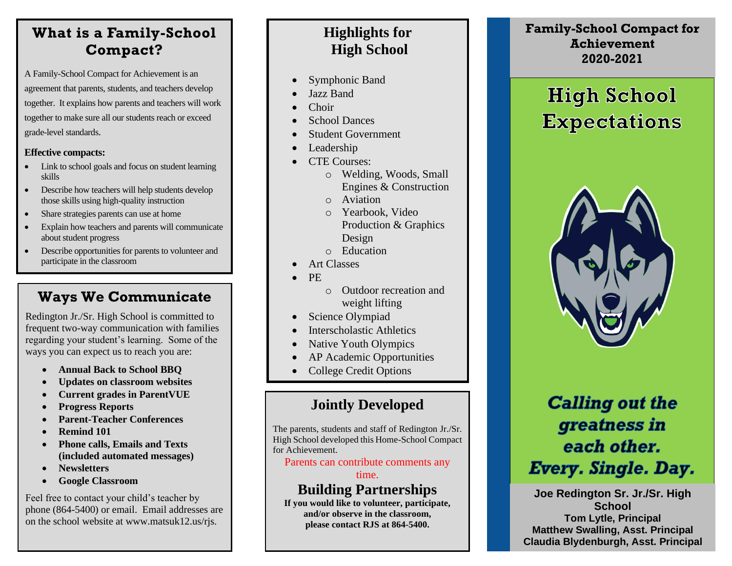## What is a Family-School Compact?

A Family-School Compact for Achievement is an agreement that parents, students, and teachers develop together. It explains how parents and teachers will work together to make sure all our students reach or exceed grade-level standards.

**Effective compacts:**

- Link to school goals and focus on student learning skills
- Describe how teachers will help students develop those skills using high-quality instruction
- Share strategies parents can use at home
- Explain how teachers and parents will communicate about student progress
- Describe opportunities for parents to volunteer and participate in the classroom

## Ways We Communicate

Redington Jr./Sr. High School is committed to frequent two-way communication with families regarding your student's learning. Some of the ways you can expect us to reach you are:

- **Annual Back to School BBQ**
- **Updates on classroom websites**
- **Current grades in ParentVUE**
- **Progress Reports**
- **Parent-Teacher Conferences**
- **Remind 101**
- **Phone calls, Emails and Texts (included automated messages)**
- **Newsletters**
- **Google Classroom**

Feel free to contact your child's teacher by phone (864-5400) or email. Email addresses are on the school website at www.matsuk12.us/rjs.

## Highlights for High School

- Symphonic Band
- Jazz Band
- Choir
- School Dances
- Student Government
- Leadership
- CTE Courses:
  - Welding, Woods, Small Engines & Construction
  - Aviation
  - Yearbook, Video Production & Graphics Design
  - Education
- Art Classes
- PE
  - Outdoor recreation and weight lifting
- Science Olympiad
- Interscholastic Athletics
- Native Youth Olympics
- AP Academic Opportunities
- College Credit Options

## Jointly Developed

The parents, students and staff of Redington Jr./Sr. High School developed this Home-School Compact for Achievement.

Parents can contribute comments any time.

## Building Partnerships

**If you would like to volunteer, participate, and/or observe in the classroom, please contact RJS at 864-5400.**

**Family-School Compact for Achievement 2020-2021**

# High School Expectations

***Calling out the greatness in each other. Every. Single. Day.***

**Joe Redington Sr. Jr./Sr. High School**
**Tom Lytle, Principal**
**Matthew Swalling, Asst. Principal**
**Claudia Blydenburgh, Asst. Principal**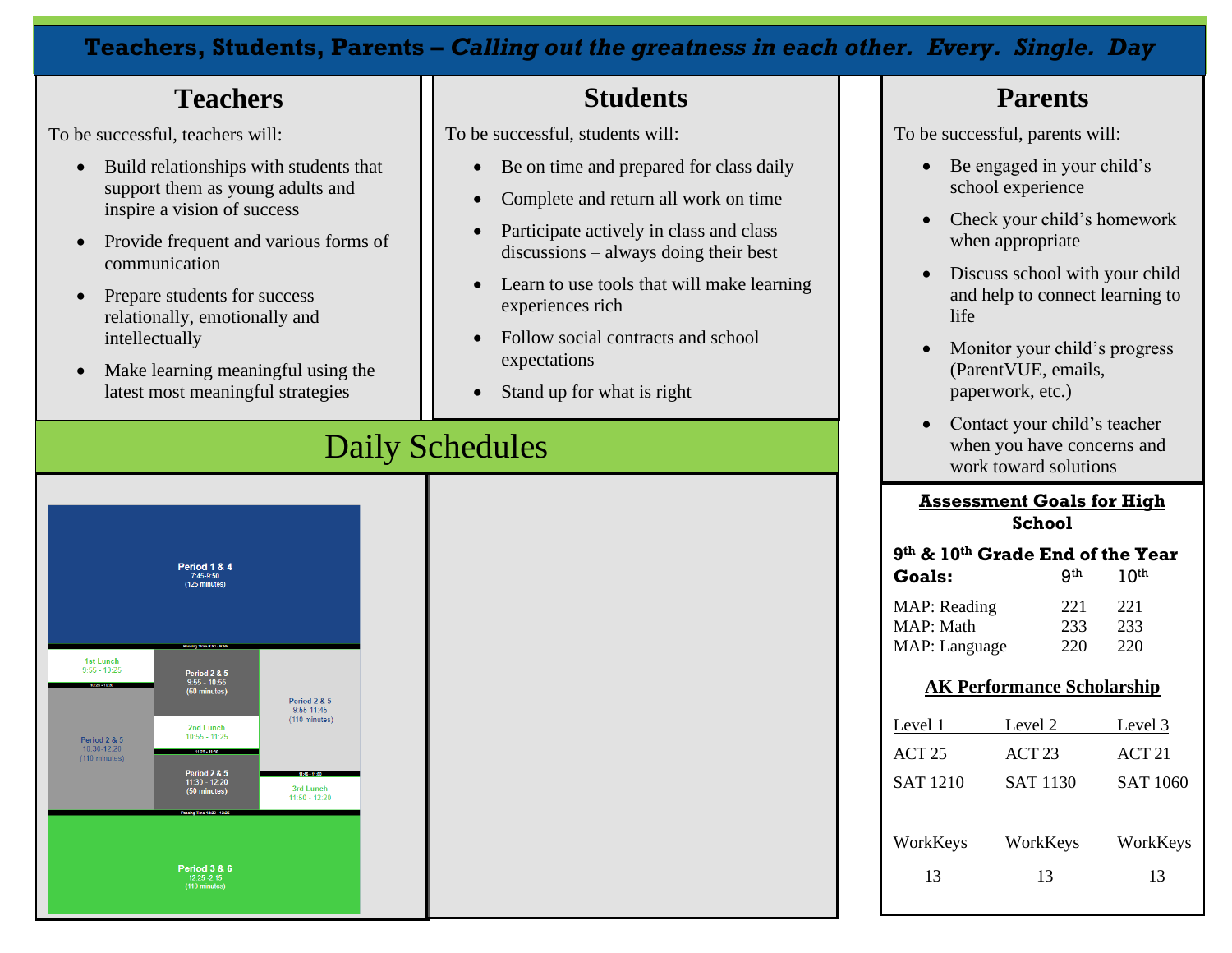**Teachers, Students, Parents – *Calling out the greatness in each other. Every. Single. Day***

## Teachers

To be successful, teachers will:

- Build relationships with students that support them as young adults and inspire a vision of success
- Provide frequent and various forms of communication
- Prepare students for success relationally, emotionally and intellectually
- Make learning meaningful using the latest most meaningful strategies

## Students

To be successful, students will:

- Be on time and prepared for class daily
- Complete and return all work on time
- Participate actively in class and class discussions – always doing their best
- Learn to use tools that will make learning experiences rich
- Follow social contracts and school expectations
- Stand up for what is right

## Parents

To be successful, parents will:

- Be engaged in your child's school experience
- Check your child's homework when appropriate
- Discuss school with your child and help to connect learning to life
- Monitor your child's progress (ParentVUE, emails, paperwork, etc.)
- Contact your child's teacher when you have concerns and work toward solutions

## Daily Schedules

Period 1 & 4
7:45-9:50
(125 minutes)

Passing Time 9:50 - 9:55

1st Lunch
9:55 - 10:25

10:25 - 10:30

Period 2 & 5
10:30-12:20
(110 minutes)

Period 2 & 5
9:55 - 10:55
(60 minutes)

2nd Lunch
10:55 - 11:25

11:25 - 11:30

Period 2 & 5
11:30 - 12:20
(50 minutes)

Period 2 & 5
9:55-11:45
(110 minutes)

11:45 - 11:50

3rd Lunch
11:50 - 12:20

Passing Time 12:20 - 12:25

Period 3 & 6
12:25 -2:15
(110 minutes)

### Assessment Goals for High School

**9th & 10th Grade End of the Year Goals:**

| | 9th | 10th |
|---|---|---|
| MAP: Reading | 221 | 221 |
| MAP: Math | 233 | 233 |
| MAP: Language | 220 | 220 |

### AK Performance Scholarship

| Level 1 | Level 2 | Level 3 |
|---|---|---|
| ACT 25 | ACT 23 | ACT 21 |
| SAT 1210 | SAT 1130 | SAT 1060 |
| WorkKeys 13 | WorkKeys 13 | WorkKeys 13 |